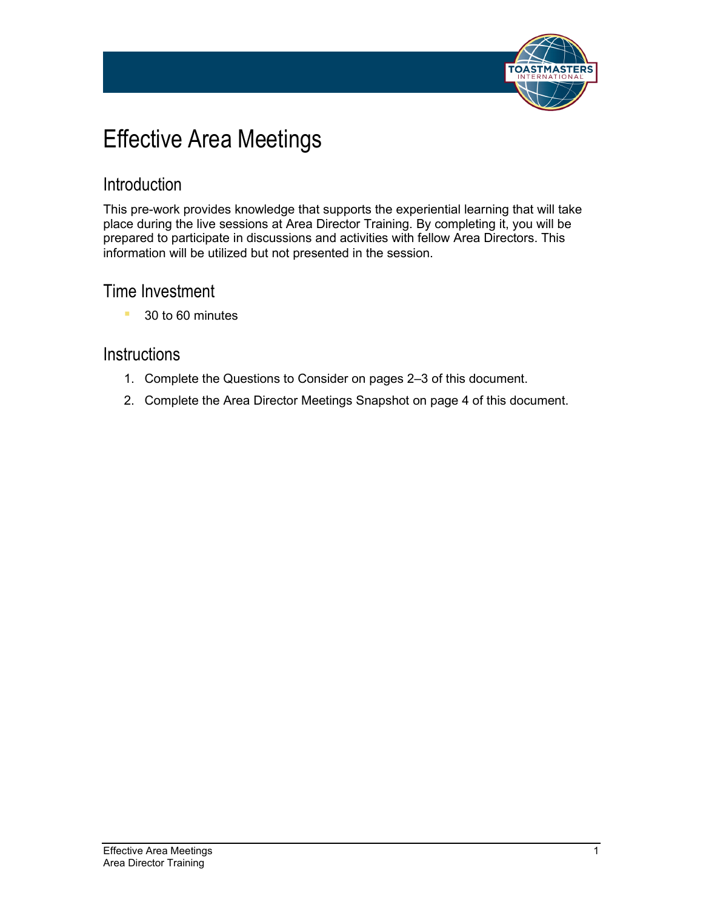# Effective Area Meetings

## Introduction

This pre-work provides knowledge that supports the experiential learning that will take place during the live sessions at Area Director Training. By completing it, you will be prepared to participate in discussions and activities with fellow Area Directors. This information will be utilized but not presented in the session.

## Time Investment

- 30 to 60 minutes

## Instructions

1. Complete the Questions to Consider on pages 2–3 of this document.
2. Complete the Area Director Meetings Snapshot on page 4 of this document.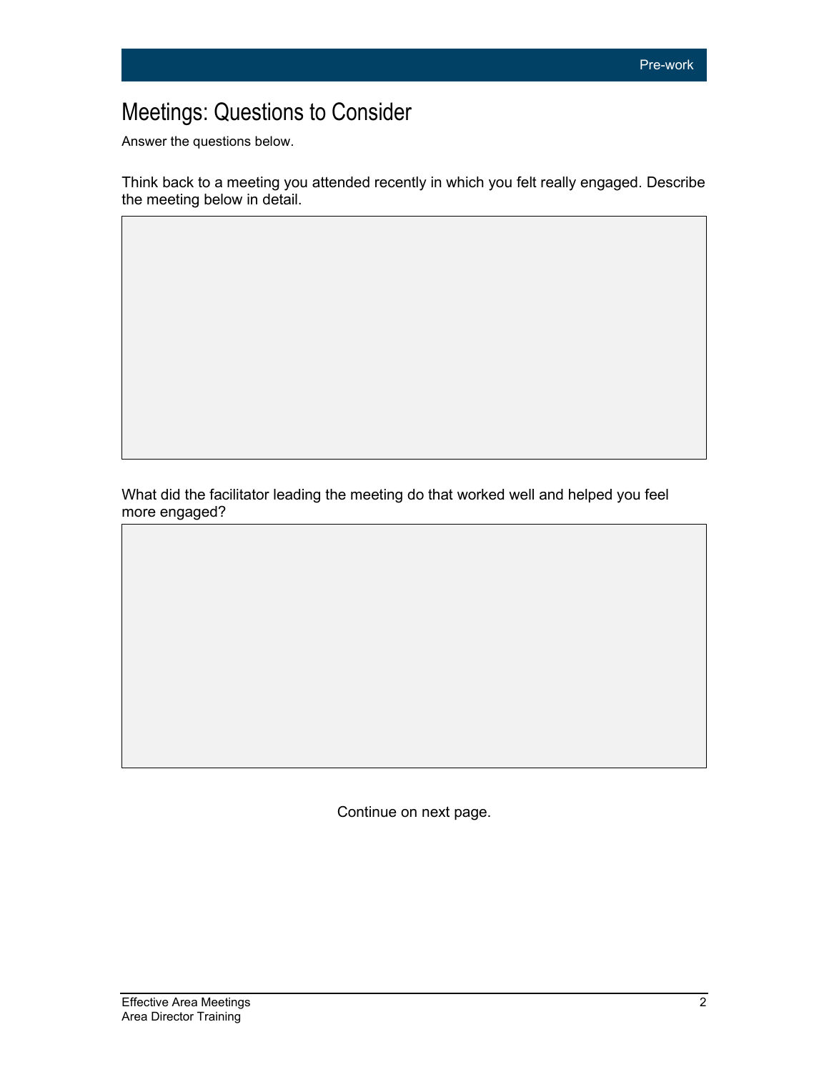# Meetings: Questions to Consider

Answer the questions below.

Think back to a meeting you attended recently in which you felt really engaged. Describe the meeting below in detail.

What did the facilitator leading the meeting do that worked well and helped you feel more engaged?

Continue on next page.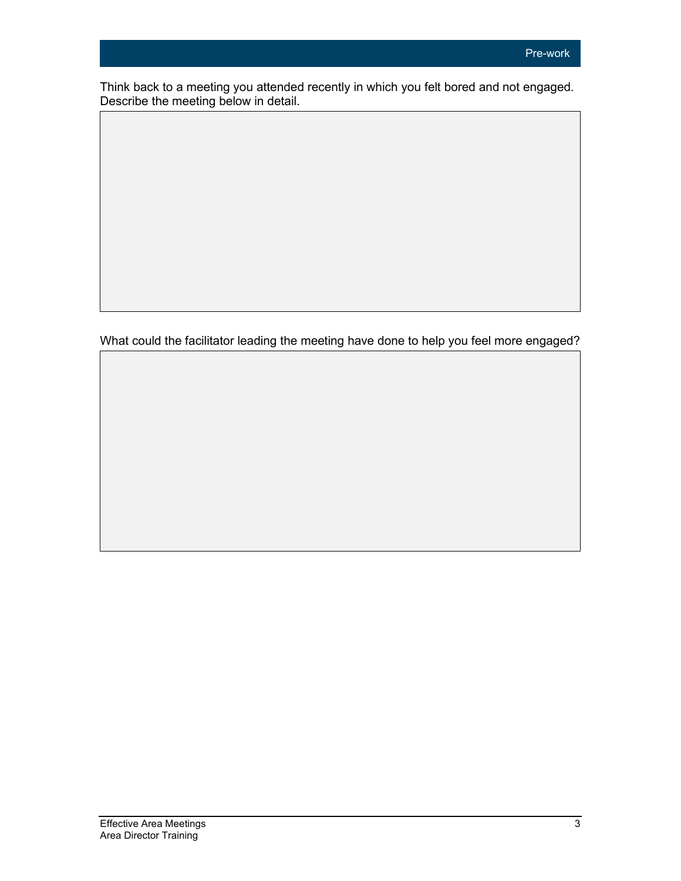Think back to a meeting you attended recently in which you felt bored and not engaged. Describe the meeting below in detail.

What could the facilitator leading the meeting have done to help you feel more engaged?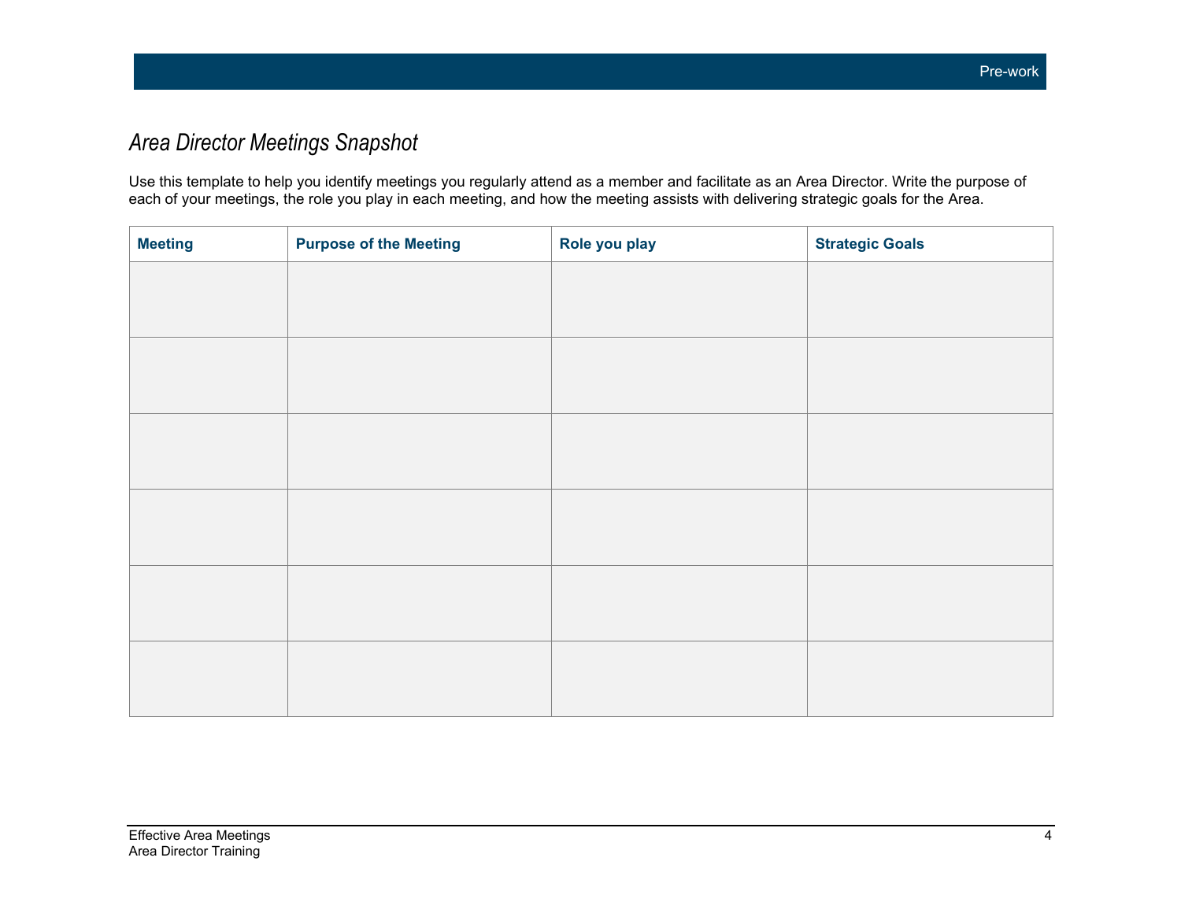*Area Director Meetings Snapshot*

Use this template to help you identify meetings you regularly attend as a member and facilitate as an Area Director. Write the purpose of each of your meetings, the role you play in each meeting, and how the meeting assists with delivering strategic goals for the Area.

| Meeting | Purpose of the Meeting | Role you play | Strategic Goals |
|---|---|---|---|
| | | | |
| | | | |
| | | | |
| | | | |
| | | | |
| | | | |